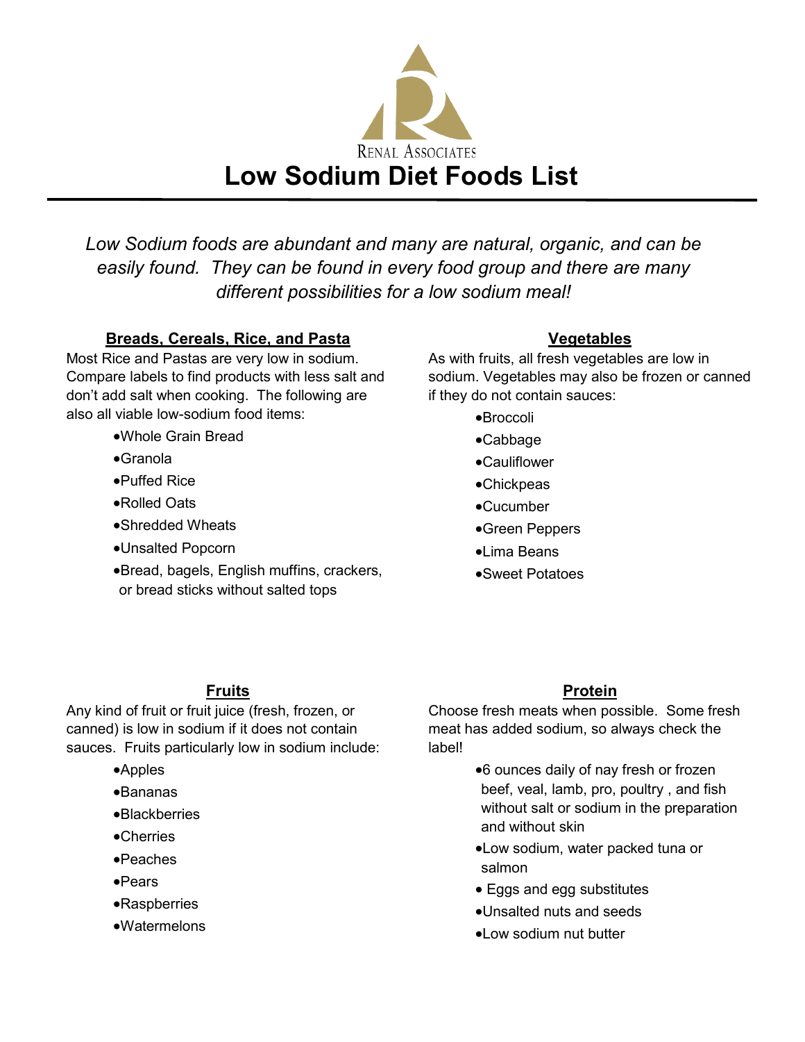RENAL ASSOCIATES

# Low Sodium Diet Foods List

*Low Sodium foods are abundant and many are natural, organic, and can be easily found. They can be found in every food group and there are many different possibilities for a low sodium meal!*

## Breads, Cereals, Rice, and Pasta

Most Rice and Pastas are very low in sodium. Compare labels to find products with less salt and don't add salt when cooking. The following are also all viable low-sodium food items:

- Whole Grain Bread
- Granola
- Puffed Rice
- Rolled Oats
- Shredded Wheats
- Unsalted Popcorn
- Bread, bagels, English muffins, crackers, or bread sticks without salted tops

## Vegetables

As with fruits, all fresh vegetables are low in sodium. Vegetables may also be frozen or canned if they do not contain sauces:

- Broccoli
- Cabbage
- Cauliflower
- Chickpeas
- Cucumber
- Green Peppers
- Lima Beans
- Sweet Potatoes

## Fruits

Any kind of fruit or fruit juice (fresh, frozen, or canned) is low in sodium if it does not contain sauces. Fruits particularly low in sodium include:

- Apples
- Bananas
- Blackberries
- Cherries
- Peaches
- Pears
- Raspberries
- Watermelons

## Protein

Choose fresh meats when possible. Some fresh meat has added sodium, so always check the label!

- 6 ounces daily of nay fresh or frozen beef, veal, lamb, pro, poultry , and fish without salt or sodium in the preparation and without skin
- Low sodium, water packed tuna or salmon
- Eggs and egg substitutes
- Unsalted nuts and seeds
- Low sodium nut butter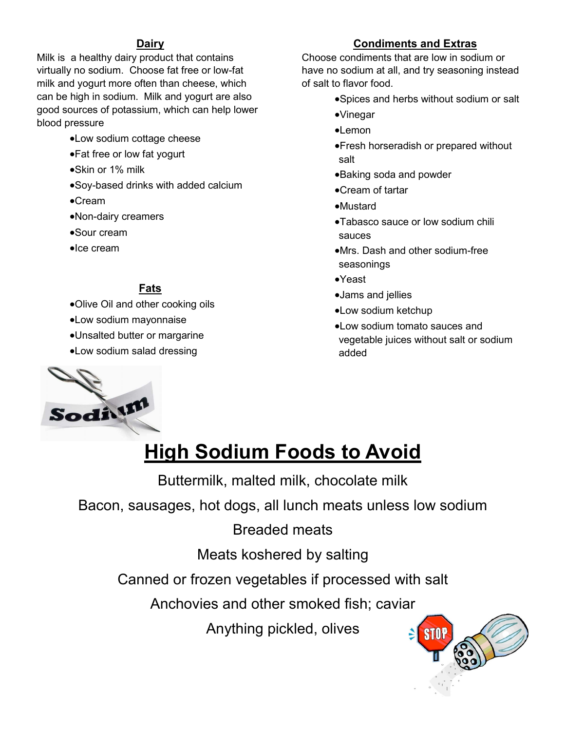## Dairy

Milk is a healthy dairy product that contains virtually no sodium. Choose fat free or low-fat milk and yogurt more often than cheese, which can be high in sodium. Milk and yogurt are also good sources of potassium, which can help lower blood pressure

- Low sodium cottage cheese
- Fat free or low fat yogurt
- Skin or 1% milk
- Soy-based drinks with added calcium
- Cream
- Non-dairy creamers
- Sour cream
- Ice cream

## Fats

- Olive Oil and other cooking oils
- Low sodium mayonnaise
- Unsalted butter or margarine
- Low sodium salad dressing

## Condiments and Extras

Choose condiments that are low in sodium or have no sodium at all, and try seasoning instead of salt to flavor food.

- Spices and herbs without sodium or salt
- Vinegar
- Lemon
- Fresh horseradish or prepared without salt
- Baking soda and powder
- Cream of tartar
- Mustard
- Tabasco sauce or low sodium chili sauces
- Mrs. Dash and other sodium-free seasonings
- Yeast
- Jams and jellies
- Low sodium ketchup
- Low sodium tomato sauces and vegetable juices without salt or sodium added

# High Sodium Foods to Avoid

Buttermilk, malted milk, chocolate milk

Bacon, sausages, hot dogs, all lunch meats unless low sodium

Breaded meats

Meats koshered by salting

Canned or frozen vegetables if processed with salt

Anchovies and other smoked fish; caviar

Anything pickled, olives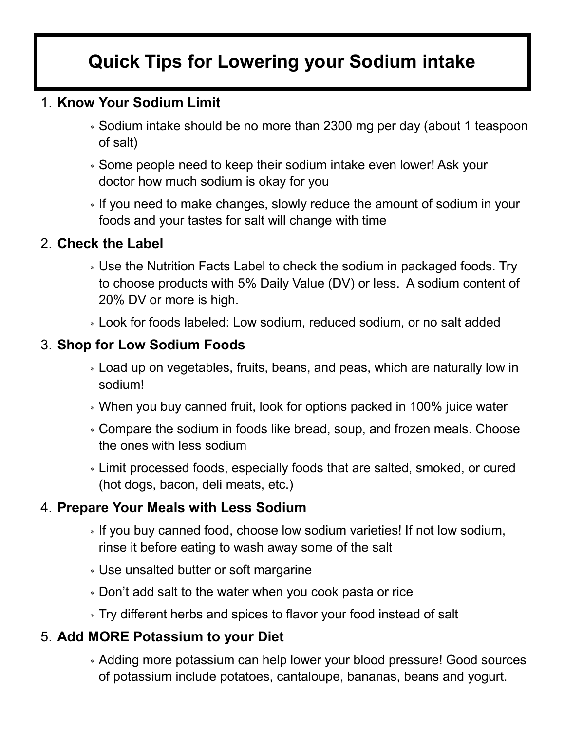# Quick Tips for Lowering your Sodium intake

1. **Know Your Sodium Limit**
    - Sodium intake should be no more than 2300 mg per day (about 1 teaspoon of salt)
    - Some people need to keep their sodium intake even lower! Ask your doctor how much sodium is okay for you
    - If you need to make changes, slowly reduce the amount of sodium in your foods and your tastes for salt will change with time
2. **Check the Label**
    - Use the Nutrition Facts Label to check the sodium in packaged foods. Try to choose products with 5% Daily Value (DV) or less. A sodium content of 20% DV or more is high.
    - Look for foods labeled: Low sodium, reduced sodium, or no salt added
3. **Shop for Low Sodium Foods**
    - Load up on vegetables, fruits, beans, and peas, which are naturally low in sodium!
    - When you buy canned fruit, look for options packed in 100% juice water
    - Compare the sodium in foods like bread, soup, and frozen meals. Choose the ones with less sodium
    - Limit processed foods, especially foods that are salted, smoked, or cured (hot dogs, bacon, deli meats, etc.)
4. **Prepare Your Meals with Less Sodium**
    - If you buy canned food, choose low sodium varieties! If not low sodium, rinse it before eating to wash away some of the salt
    - Use unsalted butter or soft margarine
    - Don't add salt to the water when you cook pasta or rice
    - Try different herbs and spices to flavor your food instead of salt
5. **Add MORE Potassium to your Diet**
    - Adding more potassium can help lower your blood pressure! Good sources of potassium include potatoes, cantaloupe, bananas, beans and yogurt.